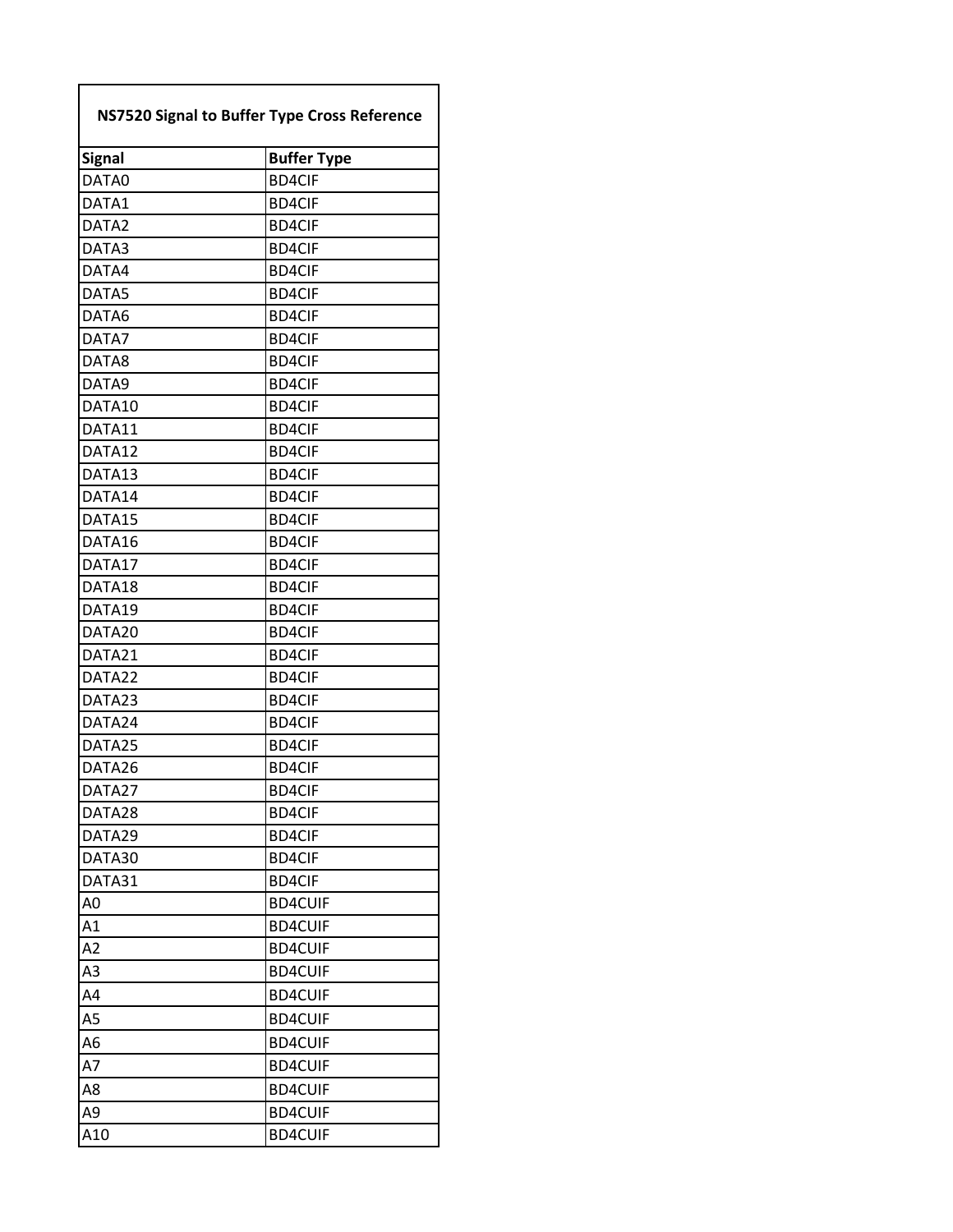| NS7520 Signal to Buffer Type Cross Reference | |
|---|---|
| **Signal** | **Buffer Type** |
| DATA0 | BD4CIF |
| DATA1 | BD4CIF |
| DATA2 | BD4CIF |
| DATA3 | BD4CIF |
| DATA4 | BD4CIF |
| DATA5 | BD4CIF |
| DATA6 | BD4CIF |
| DATA7 | BD4CIF |
| DATA8 | BD4CIF |
| DATA9 | BD4CIF |
| DATA10 | BD4CIF |
| DATA11 | BD4CIF |
| DATA12 | BD4CIF |
| DATA13 | BD4CIF |
| DATA14 | BD4CIF |
| DATA15 | BD4CIF |
| DATA16 | BD4CIF |
| DATA17 | BD4CIF |
| DATA18 | BD4CIF |
| DATA19 | BD4CIF |
| DATA20 | BD4CIF |
| DATA21 | BD4CIF |
| DATA22 | BD4CIF |
| DATA23 | BD4CIF |
| DATA24 | BD4CIF |
| DATA25 | BD4CIF |
| DATA26 | BD4CIF |
| DATA27 | BD4CIF |
| DATA28 | BD4CIF |
| DATA29 | BD4CIF |
| DATA30 | BD4CIF |
| DATA31 | BD4CIF |
| A0 | BD4CUIF |
| A1 | BD4CUIF |
| A2 | BD4CUIF |
| A3 | BD4CUIF |
| A4 | BD4CUIF |
| A5 | BD4CUIF |
| A6 | BD4CUIF |
| A7 | BD4CUIF |
| A8 | BD4CUIF |
| A9 | BD4CUIF |
| A10 | BD4CUIF |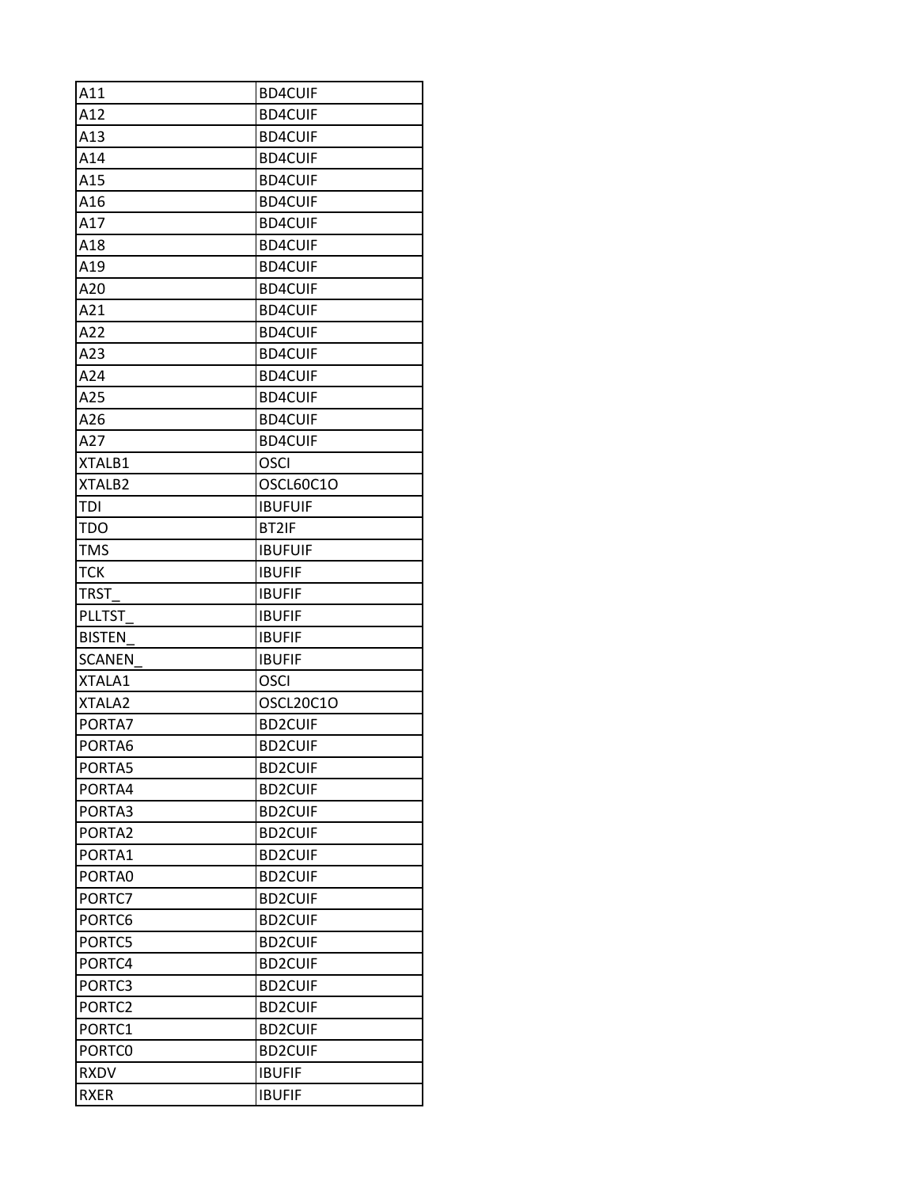| A11 | BD4CUIF |
|---|---|
| A12 | BD4CUIF |
| A13 | BD4CUIF |
| A14 | BD4CUIF |
| A15 | BD4CUIF |
| A16 | BD4CUIF |
| A17 | BD4CUIF |
| A18 | BD4CUIF |
| A19 | BD4CUIF |
| A20 | BD4CUIF |
| A21 | BD4CUIF |
| A22 | BD4CUIF |
| A23 | BD4CUIF |
| A24 | BD4CUIF |
| A25 | BD4CUIF |
| A26 | BD4CUIF |
| A27 | BD4CUIF |
| XTALB1 | OSCI |
| XTALB2 | OSCL60C1O |
| TDI | IBUFUIF |
| TDO | BT2IF |
| TMS | IBUFUIF |
| TCK | IBUFIF |
| TRST_ | IBUFIF |
| PLLTST_ | IBUFIF |
| BISTEN_ | IBUFIF |
| SCANEN_ | IBUFIF |
| XTALA1 | OSCI |
| XTALA2 | OSCL20C1O |
| PORTA7 | BD2CUIF |
| PORTA6 | BD2CUIF |
| PORTA5 | BD2CUIF |
| PORTA4 | BD2CUIF |
| PORTA3 | BD2CUIF |
| PORTA2 | BD2CUIF |
| PORTA1 | BD2CUIF |
| PORTA0 | BD2CUIF |
| PORTC7 | BD2CUIF |
| PORTC6 | BD2CUIF |
| PORTC5 | BD2CUIF |
| PORTC4 | BD2CUIF |
| PORTC3 | BD2CUIF |
| PORTC2 | BD2CUIF |
| PORTC1 | BD2CUIF |
| PORTC0 | BD2CUIF |
| RXDV | IBUFIF |
| RXER | IBUFIF |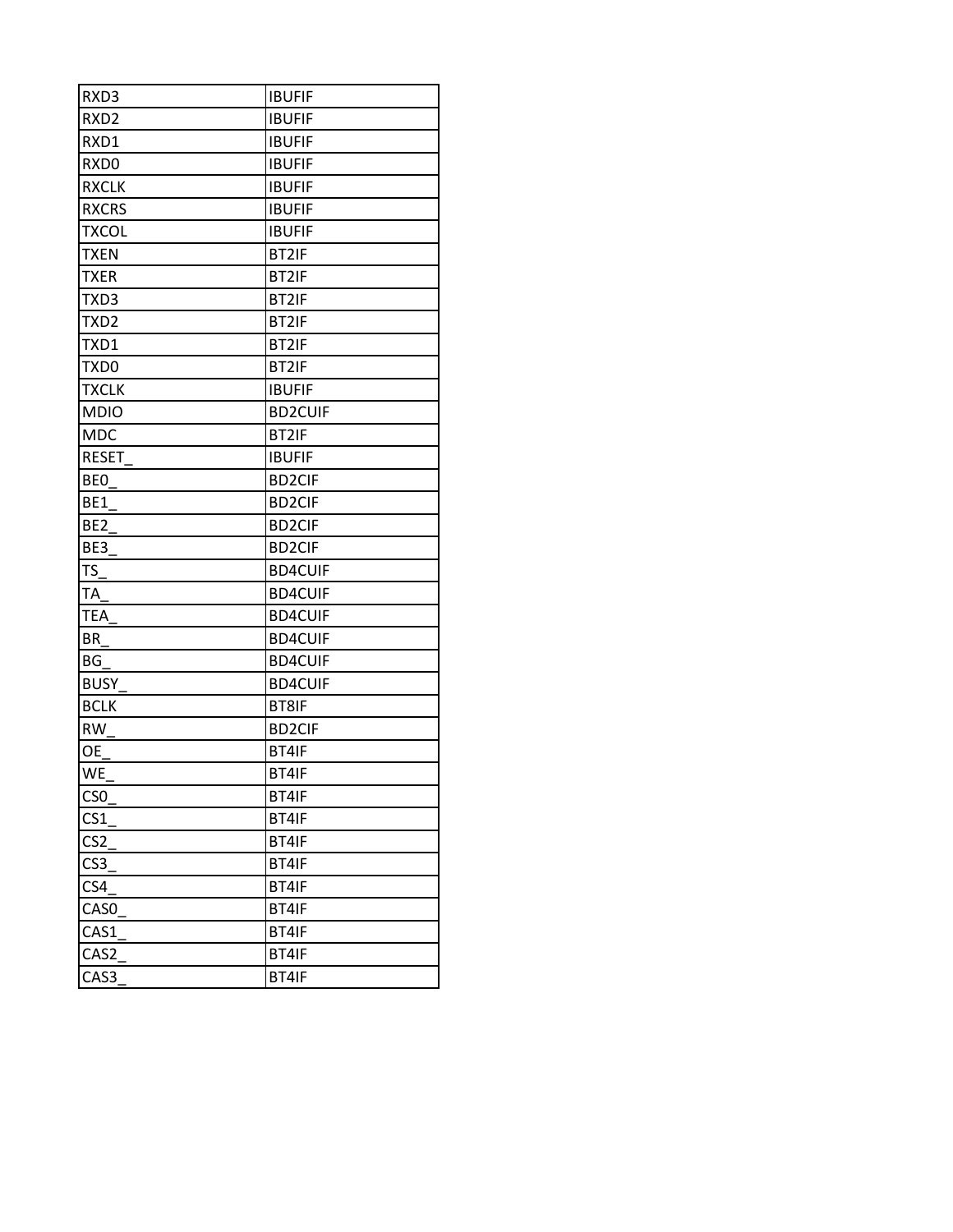| | |
|---|---|
| RXD3 | IBUFIF |
| RXD2 | IBUFIF |
| RXD1 | IBUFIF |
| RXD0 | IBUFIF |
| RXCLK | IBUFIF |
| RXCRS | IBUFIF |
| TXCOL | IBUFIF |
| TXEN | BT2IF |
| TXER | BT2IF |
| TXD3 | BT2IF |
| TXD2 | BT2IF |
| TXD1 | BT2IF |
| TXD0 | BT2IF |
| TXCLK | IBUFIF |
| MDIO | BD2CUIF |
| MDC | BT2IF |
| RESET_ | IBUFIF |
| BE0_ | BD2CIF |
| BE1_ | BD2CIF |
| BE2_ | BD2CIF |
| BE3_ | BD2CIF |
| TS_ | BD4CUIF |
| TA_ | BD4CUIF |
| TEA_ | BD4CUIF |
| BR_ | BD4CUIF |
| BG_ | BD4CUIF |
| BUSY_ | BD4CUIF |
| BCLK | BT8IF |
| RW_ | BD2CIF |
| OE_ | BT4IF |
| WE_ | BT4IF |
| CS0_ | BT4IF |
| CS1_ | BT4IF |
| CS2_ | BT4IF |
| CS3_ | BT4IF |
| CS4_ | BT4IF |
| CAS0_ | BT4IF |
| CAS1_ | BT4IF |
| CAS2_ | BT4IF |
| CAS3_ | BT4IF |